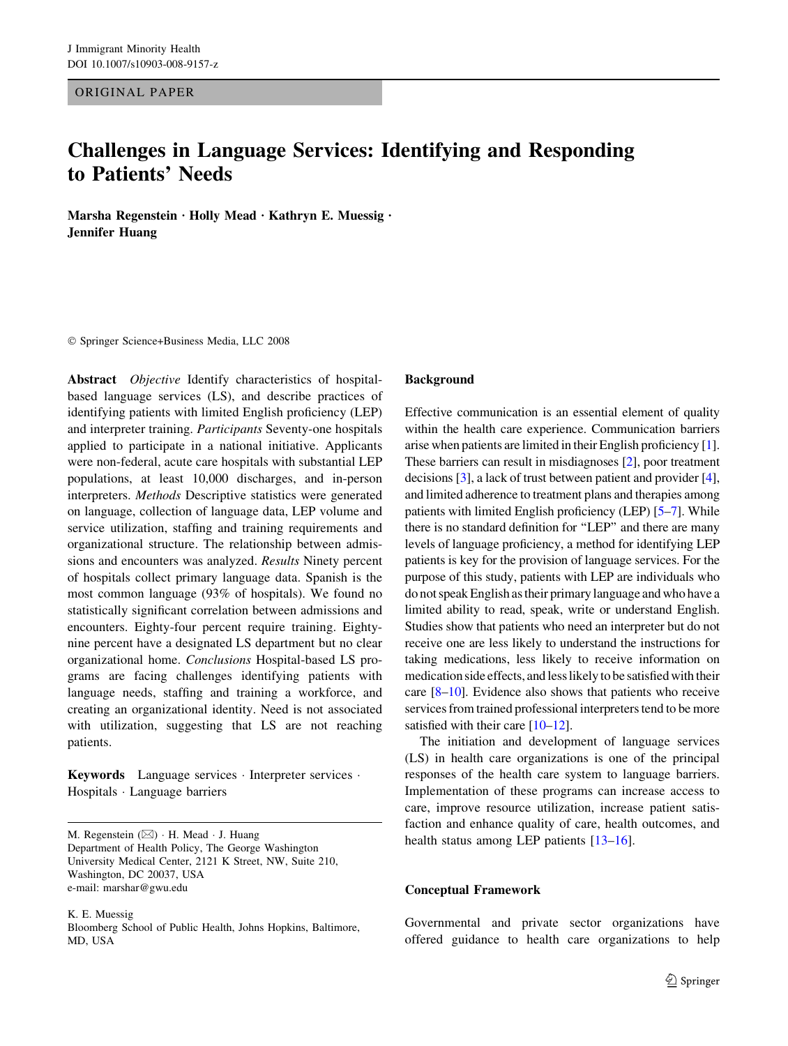ORIGINAL PAPER

# Challenges in Language Services: Identifying and Responding to Patients' Needs

**Marsha Regenstein · Holly Mead · Kathryn E. Muessig · Jennifer Huang**

© Springer Science+Business Media, LLC 2008

**Abstract** *Objective* Identify characteristics of hospital-based language services (LS), and describe practices of identifying patients with limited English proficiency (LEP) and interpreter training. *Participants* Seventy-one hospitals applied to participate in a national initiative. Applicants were non-federal, acute care hospitals with substantial LEP populations, at least 10,000 discharges, and in-person interpreters. *Methods* Descriptive statistics were generated on language, collection of language data, LEP volume and service utilization, staffing and training requirements and organizational structure. The relationship between admissions and encounters was analyzed. *Results* Ninety percent of hospitals collect primary language data. Spanish is the most common language (93% of hospitals). We found no statistically significant correlation between admissions and encounters. Eighty-four percent require training. Eighty-nine percent have a designated LS department but no clear organizational home. *Conclusions* Hospital-based LS programs are facing challenges identifying patients with language needs, staffing and training a workforce, and creating an organizational identity. Need is not associated with utilization, suggesting that LS are not reaching patients.

**Keywords** Language services · Interpreter services · Hospitals · Language barriers

M. Regenstein (✉) · H. Mead · J. Huang
Department of Health Policy, The George Washington University Medical Center, 2121 K Street, NW, Suite 210, Washington, DC 20037, USA
e-mail: marshar@gwu.edu

K. E. Muessig
Bloomberg School of Public Health, Johns Hopkins, Baltimore, MD, USA

## Background

Effective communication is an essential element of quality within the health care experience. Communication barriers arise when patients are limited in their English proficiency [1]. These barriers can result in misdiagnoses [2], poor treatment decisions [3], a lack of trust between patient and provider [4], and limited adherence to treatment plans and therapies among patients with limited English proficiency (LEP) [5–7]. While there is no standard definition for "LEP" and there are many levels of language proficiency, a method for identifying LEP patients is key for the provision of language services. For the purpose of this study, patients with LEP are individuals who do not speak English as their primary language and who have a limited ability to read, speak, write or understand English. Studies show that patients who need an interpreter but do not receive one are less likely to understand the instructions for taking medications, less likely to receive information on medication side effects, and less likely to be satisfied with their care [8–10]. Evidence also shows that patients who receive services from trained professional interpreters tend to be more satisfied with their care [10–12].

The initiation and development of language services (LS) in health care organizations is one of the principal responses of the health care system to language barriers. Implementation of these programs can increase access to care, improve resource utilization, increase patient satisfaction and enhance quality of care, health outcomes, and health status among LEP patients [13–16].

## Conceptual Framework

Governmental and private sector organizations have offered guidance to health care organizations to help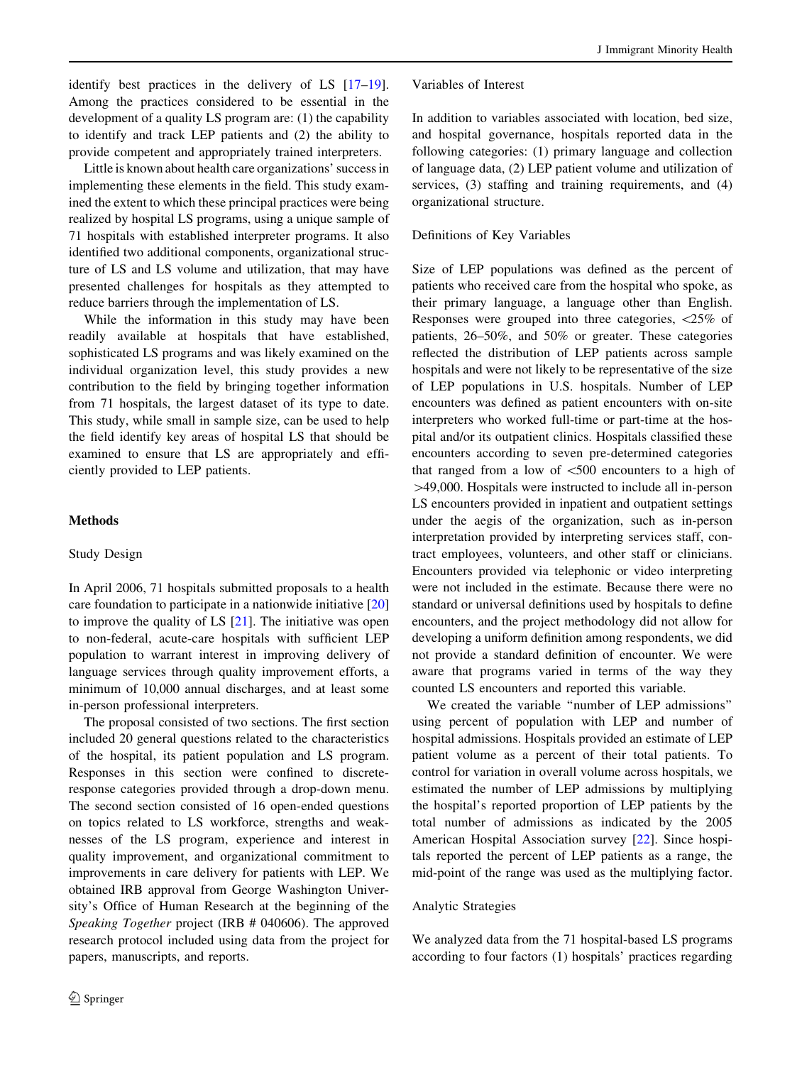identify best practices in the delivery of LS [17–19]. Among the practices considered to be essential in the development of a quality LS program are: (1) the capability to identify and track LEP patients and (2) the ability to provide competent and appropriately trained interpreters.

Little is known about health care organizations' success in implementing these elements in the field. This study examined the extent to which these principal practices were being realized by hospital LS programs, using a unique sample of 71 hospitals with established interpreter programs. It also identified two additional components, organizational structure of LS and LS volume and utilization, that may have presented challenges for hospitals as they attempted to reduce barriers through the implementation of LS.

While the information in this study may have been readily available at hospitals that have established, sophisticated LS programs and was likely examined on the individual organization level, this study provides a new contribution to the field by bringing together information from 71 hospitals, the largest dataset of its type to date. This study, while small in sample size, can be used to help the field identify key areas of hospital LS that should be examined to ensure that LS are appropriately and efficiently provided to LEP patients.

## Methods

### Study Design

In April 2006, 71 hospitals submitted proposals to a health care foundation to participate in a nationwide initiative [20] to improve the quality of LS [21]. The initiative was open to non-federal, acute-care hospitals with sufficient LEP population to warrant interest in improving delivery of language services through quality improvement efforts, a minimum of 10,000 annual discharges, and at least some in-person professional interpreters.

The proposal consisted of two sections. The first section included 20 general questions related to the characteristics of the hospital, its patient population and LS program. Responses in this section were confined to discrete-response categories provided through a drop-down menu. The second section consisted of 16 open-ended questions on topics related to LS workforce, strengths and weaknesses of the LS program, experience and interest in quality improvement, and organizational commitment to improvements in care delivery for patients with LEP. We obtained IRB approval from George Washington University's Office of Human Research at the beginning of the *Speaking Together* project (IRB # 040606). The approved research protocol included using data from the project for papers, manuscripts, and reports.

### Variables of Interest

In addition to variables associated with location, bed size, and hospital governance, hospitals reported data in the following categories: (1) primary language and collection of language data, (2) LEP patient volume and utilization of services, (3) staffing and training requirements, and (4) organizational structure.

### Definitions of Key Variables

Size of LEP populations was defined as the percent of patients who received care from the hospital who spoke, as their primary language, a language other than English. Responses were grouped into three categories, <25% of patients, 26–50%, and 50% or greater. These categories reflected the distribution of LEP patients across sample hospitals and were not likely to be representative of the size of LEP populations in U.S. hospitals. Number of LEP encounters was defined as patient encounters with on-site interpreters who worked full-time or part-time at the hospital and/or its outpatient clinics. Hospitals classified these encounters according to seven pre-determined categories that ranged from a low of <500 encounters to a high of >49,000. Hospitals were instructed to include all in-person LS encounters provided in inpatient and outpatient settings under the aegis of the organization, such as in-person interpretation provided by interpreting services staff, contract employees, volunteers, and other staff or clinicians. Encounters provided via telephonic or video interpreting were not included in the estimate. Because there were no standard or universal definitions used by hospitals to define encounters, and the project methodology did not allow for developing a uniform definition among respondents, we did not provide a standard definition of encounter. We were aware that programs varied in terms of the way they counted LS encounters and reported this variable.

We created the variable "number of LEP admissions" using percent of population with LEP and number of hospital admissions. Hospitals provided an estimate of LEP patient volume as a percent of their total patients. To control for variation in overall volume across hospitals, we estimated the number of LEP admissions by multiplying the hospital's reported proportion of LEP patients by the total number of admissions as indicated by the 2005 American Hospital Association survey [22]. Since hospitals reported the percent of LEP patients as a range, the mid-point of the range was used as the multiplying factor.

### Analytic Strategies

We analyzed data from the 71 hospital-based LS programs according to four factors (1) hospitals' practices regarding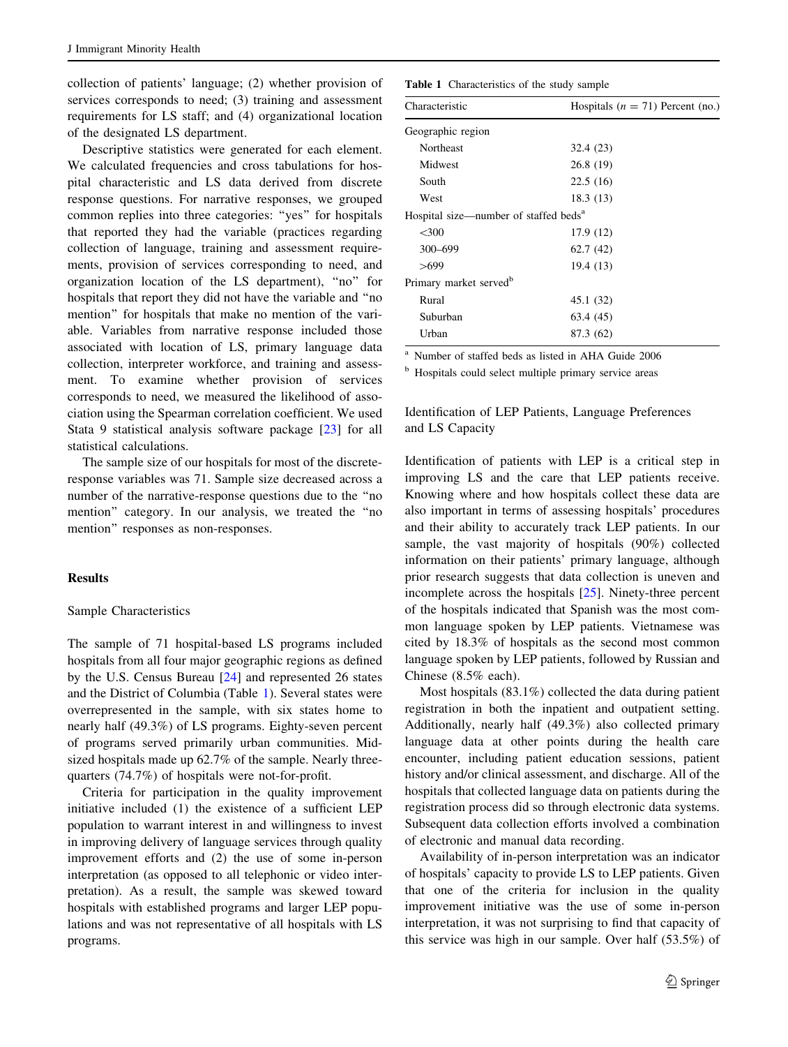collection of patients' language; (2) whether provision of services corresponds to need; (3) training and assessment requirements for LS staff; and (4) organizational location of the designated LS department.

Descriptive statistics were generated for each element. We calculated frequencies and cross tabulations for hospital characteristic and LS data derived from discrete response questions. For narrative responses, we grouped common replies into three categories: "yes" for hospitals that reported they had the variable (practices regarding collection of language, training and assessment requirements, provision of services corresponding to need, and organization location of the LS department), "no" for hospitals that report they did not have the variable and "no mention" for hospitals that make no mention of the variable. Variables from narrative response included those associated with location of LS, primary language data collection, interpreter workforce, and training and assessment. To examine whether provision of services corresponds to need, we measured the likelihood of association using the Spearman correlation coefficient. We used Stata 9 statistical analysis software package [23] for all statistical calculations.

The sample size of our hospitals for most of the discrete-response variables was 71. Sample size decreased across a number of the narrative-response questions due to the "no mention" category. In our analysis, we treated the "no mention" responses as non-responses.

## Results

### Sample Characteristics

The sample of 71 hospital-based LS programs included hospitals from all four major geographic regions as defined by the U.S. Census Bureau [24] and represented 26 states and the District of Columbia (Table 1). Several states were overrepresented in the sample, with six states home to nearly half (49.3%) of LS programs. Eighty-seven percent of programs served primarily urban communities. Mid-sized hospitals made up 62.7% of the sample. Nearly three-quarters (74.7%) of hospitals were not-for-profit.

Criteria for participation in the quality improvement initiative included (1) the existence of a sufficient LEP population to warrant interest in and willingness to invest in improving delivery of language services through quality improvement efforts and (2) the use of some in-person interpretation (as opposed to all telephonic or video interpretation). As a result, the sample was skewed toward hospitals with established programs and larger LEP populations and was not representative of all hospitals with LS programs.

**Table 1** Characteristics of the study sample

| Characteristic | Hospitals ($n$ = 71) Percent (no.) |
|---|---|
| Geographic region | |
| Northeast | 32.4 (23) |
| Midwest | 26.8 (19) |
| South | 22.5 (16) |
| West | 18.3 (13) |
| Hospital size—number of staffed beds[a] | |
| <300 | 17.9 (12) |
| 300–699 | 62.7 (42) |
| >699 | 19.4 (13) |
| Primary market served[b] | |
| Rural | 45.1 (32) |
| Suburban | 63.4 (45) |
| Urban | 87.3 (62) |

[a] Number of staffed beds as listed in AHA Guide 2006

[b] Hospitals could select multiple primary service areas

### Identification of LEP Patients, Language Preferences and LS Capacity

Identification of patients with LEP is a critical step in improving LS and the care that LEP patients receive. Knowing where and how hospitals collect these data are also important in terms of assessing hospitals' procedures and their ability to accurately track LEP patients. In our sample, the vast majority of hospitals (90%) collected information on their patients' primary language, although prior research suggests that data collection is uneven and incomplete across the hospitals [25]. Ninety-three percent of the hospitals indicated that Spanish was the most common language spoken by LEP patients. Vietnamese was cited by 18.3% of hospitals as the second most common language spoken by LEP patients, followed by Russian and Chinese (8.5% each).

Most hospitals (83.1%) collected the data during patient registration in both the inpatient and outpatient setting. Additionally, nearly half (49.3%) also collected primary language data at other points during the health care encounter, including patient education sessions, patient history and/or clinical assessment, and discharge. All of the hospitals that collected language data on patients during the registration process did so through electronic data systems. Subsequent data collection efforts involved a combination of electronic and manual data recording.

Availability of in-person interpretation was an indicator of hospitals' capacity to provide LS to LEP patients. Given that one of the criteria for inclusion in the quality improvement initiative was the use of some in-person interpretation, it was not surprising to find that capacity of this service was high in our sample. Over half (53.5%) of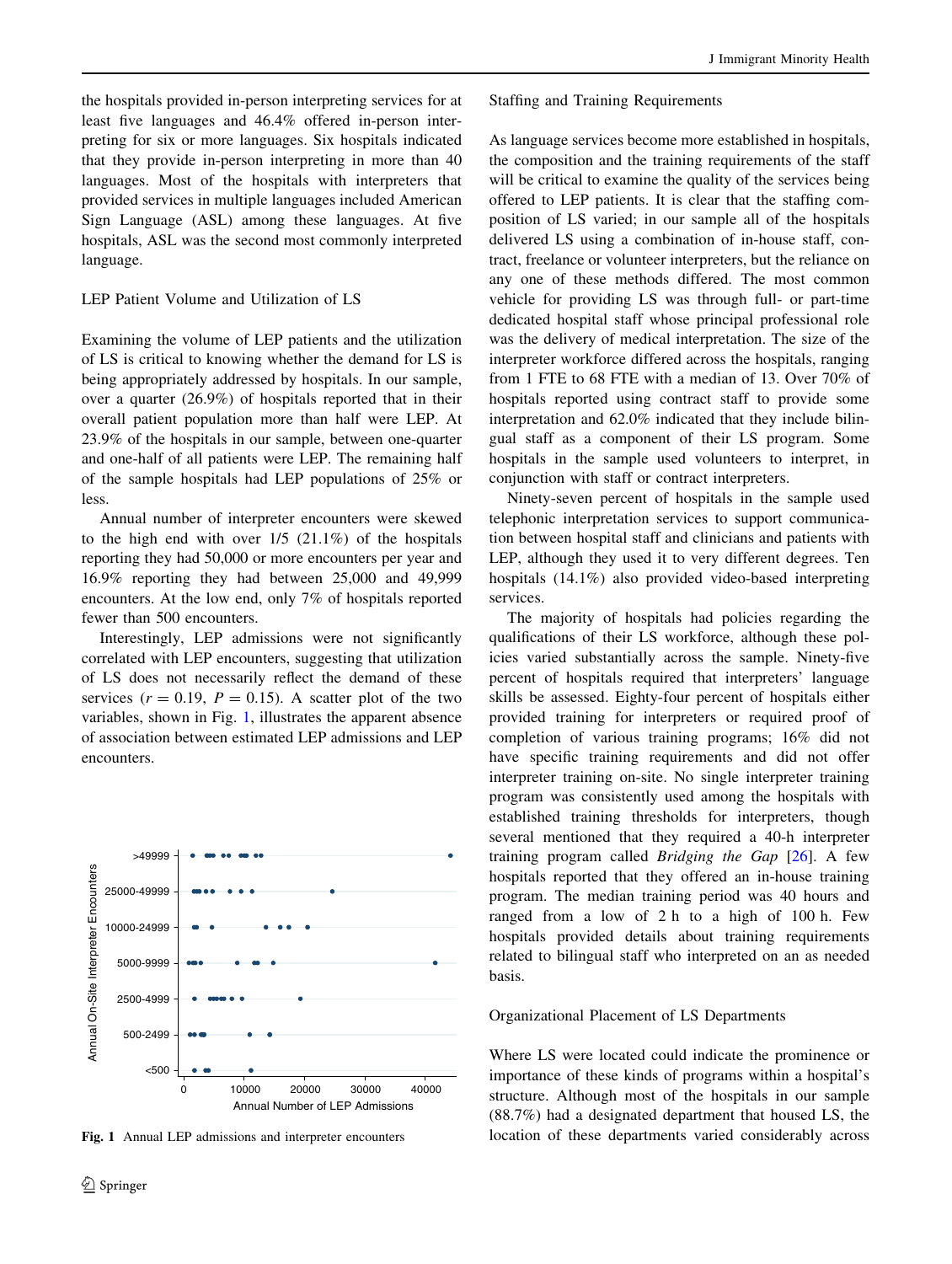the hospitals provided in-person interpreting services for at least five languages and 46.4% offered in-person interpreting for six or more languages. Six hospitals indicated that they provide in-person interpreting in more than 40 languages. Most of the hospitals with interpreters that provided services in multiple languages included American Sign Language (ASL) among these languages. At five hospitals, ASL was the second most commonly interpreted language.

### LEP Patient Volume and Utilization of LS

Examining the volume of LEP patients and the utilization of LS is critical to knowing whether the demand for LS is being appropriately addressed by hospitals. In our sample, over a quarter (26.9%) of hospitals reported that in their overall patient population more than half were LEP. At 23.9% of the hospitals in our sample, between one-quarter and one-half of all patients were LEP. The remaining half of the sample hospitals had LEP populations of 25% or less.

Annual number of interpreter encounters were skewed to the high end with over 1/5 (21.1%) of the hospitals reporting they had 50,000 or more encounters per year and 16.9% reporting they had between 25,000 and 49,999 encounters. At the low end, only 7% of hospitals reported fewer than 500 encounters.

Interestingly, LEP admissions were not significantly correlated with LEP encounters, suggesting that utilization of LS does not necessarily reflect the demand of these services ($r = 0.19$, $P = 0.15$). A scatter plot of the two variables, shown in Fig. 1, illustrates the apparent absence of association between estimated LEP admissions and LEP encounters.

**Fig. 1** Annual LEP admissions and interpreter encounters

### Staffing and Training Requirements

As language services become more established in hospitals, the composition and the training requirements of the staff will be critical to examine the quality of the services being offered to LEP patients. It is clear that the staffing composition of LS varied; in our sample all of the hospitals delivered LS using a combination of in-house staff, contract, freelance or volunteer interpreters, but the reliance on any one of these methods differed. The most common vehicle for providing LS was through full- or part-time dedicated hospital staff whose principal professional role was the delivery of medical interpretation. The size of the interpreter workforce differed across the hospitals, ranging from 1 FTE to 68 FTE with a median of 13. Over 70% of hospitals reported using contract staff to provide some interpretation and 62.0% indicated that they include bilingual staff as a component of their LS program. Some hospitals in the sample used volunteers to interpret, in conjunction with staff or contract interpreters.

Ninety-seven percent of hospitals in the sample used telephonic interpretation services to support communication between hospital staff and clinicians and patients with LEP, although they used it to very different degrees. Ten hospitals (14.1%) also provided video-based interpreting services.

The majority of hospitals had policies regarding the qualifications of their LS workforce, although these policies varied substantially across the sample. Ninety-five percent of hospitals required that interpreters' language skills be assessed. Eighty-four percent of hospitals either provided training for interpreters or required proof of completion of various training programs; 16% did not have specific training requirements and did not offer interpreter training on-site. No single interpreter training program was consistently used among the hospitals with established training thresholds for interpreters, though several mentioned that they required a 40-h interpreter training program called *Bridging the Gap* [26]. A few hospitals reported that they offered an in-house training program. The median training period was 40 hours and ranged from a low of 2 h to a high of 100 h. Few hospitals provided details about training requirements related to bilingual staff who interpreted on an as needed basis.

### Organizational Placement of LS Departments

Where LS were located could indicate the prominence or importance of these kinds of programs within a hospital's structure. Although most of the hospitals in our sample (88.7%) had a designated department that housed LS, the location of these departments varied considerably across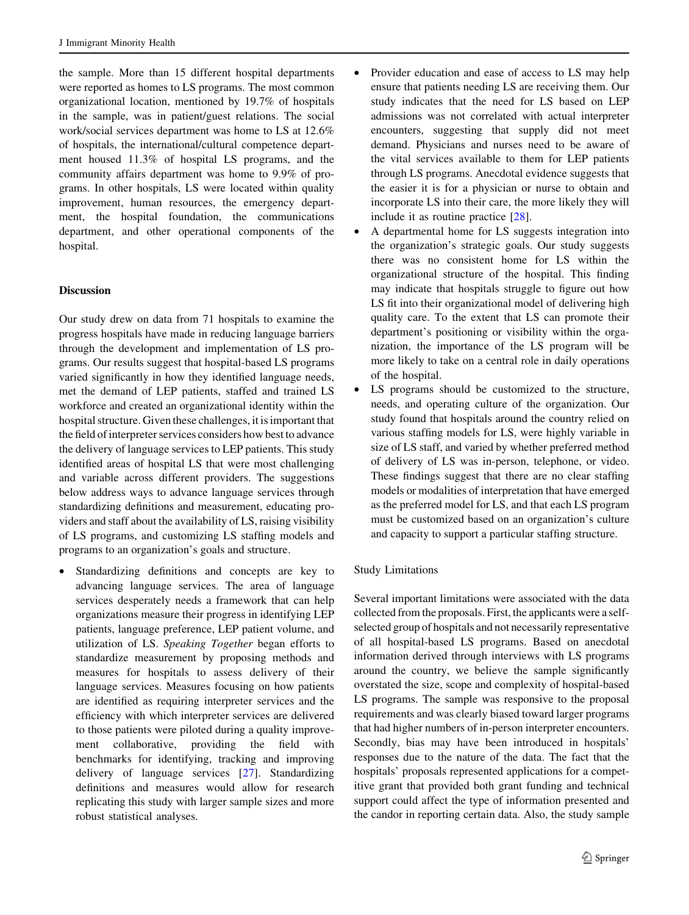the sample. More than 15 different hospital departments were reported as homes to LS programs. The most common organizational location, mentioned by 19.7% of hospitals in the sample, was in patient/guest relations. The social work/social services department was home to LS at 12.6% of hospitals, the international/cultural competence department housed 11.3% of hospital LS programs, and the community affairs department was home to 9.9% of programs. In other hospitals, LS were located within quality improvement, human resources, the emergency department, the hospital foundation, the communications department, and other operational components of the hospital.

## Discussion

Our study drew on data from 71 hospitals to examine the progress hospitals have made in reducing language barriers through the development and implementation of LS programs. Our results suggest that hospital-based LS programs varied significantly in how they identified language needs, met the demand of LEP patients, staffed and trained LS workforce and created an organizational identity within the hospital structure. Given these challenges, it is important that the field of interpreter services considers how best to advance the delivery of language services to LEP patients. This study identified areas of hospital LS that were most challenging and variable across different providers. The suggestions below address ways to advance language services through standardizing definitions and measurement, educating providers and staff about the availability of LS, raising visibility of LS programs, and customizing LS staffing models and programs to an organization's goals and structure.

- Standardizing definitions and concepts are key to advancing language services. The area of language services desperately needs a framework that can help organizations measure their progress in identifying LEP patients, language preference, LEP patient volume, and utilization of LS. *Speaking Together* began efforts to standardize measurement by proposing methods and measures for hospitals to assess delivery of their language services. Measures focusing on how patients are identified as requiring interpreter services and the efficiency with which interpreter services are delivered to those patients were piloted during a quality improvement collaborative, providing the field with benchmarks for identifying, tracking and improving delivery of language services [27]. Standardizing definitions and measures would allow for research replicating this study with larger sample sizes and more robust statistical analyses.
- Provider education and ease of access to LS may help ensure that patients needing LS are receiving them. Our study indicates that the need for LS based on LEP admissions was not correlated with actual interpreter encounters, suggesting that supply did not meet demand. Physicians and nurses need to be aware of the vital services available to them for LEP patients through LS programs. Anecdotal evidence suggests that the easier it is for a physician or nurse to obtain and incorporate LS into their care, the more likely they will include it as routine practice [28].
- A departmental home for LS suggests integration into the organization's strategic goals. Our study suggests there was no consistent home for LS within the organizational structure of the hospital. This finding may indicate that hospitals struggle to figure out how LS fit into their organizational model of delivering high quality care. To the extent that LS can promote their department's positioning or visibility within the organization, the importance of the LS program will be more likely to take on a central role in daily operations of the hospital.
- LS programs should be customized to the structure, needs, and operating culture of the organization. Our study found that hospitals around the country relied on various staffing models for LS, were highly variable in size of LS staff, and varied by whether preferred method of delivery of LS was in-person, telephone, or video. These findings suggest that there are no clear staffing models or modalities of interpretation that have emerged as the preferred model for LS, and that each LS program must be customized based on an organization's culture and capacity to support a particular staffing structure.

### Study Limitations

Several important limitations were associated with the data collected from the proposals. First, the applicants were a self-selected group of hospitals and not necessarily representative of all hospital-based LS programs. Based on anecdotal information derived through interviews with LS programs around the country, we believe the sample significantly overstated the size, scope and complexity of hospital-based LS programs. The sample was responsive to the proposal requirements and was clearly biased toward larger programs that had higher numbers of in-person interpreter encounters. Secondly, bias may have been introduced in hospitals' responses due to the nature of the data. The fact that the hospitals' proposals represented applications for a competitive grant that provided both grant funding and technical support could affect the type of information presented and the candor in reporting certain data. Also, the study sample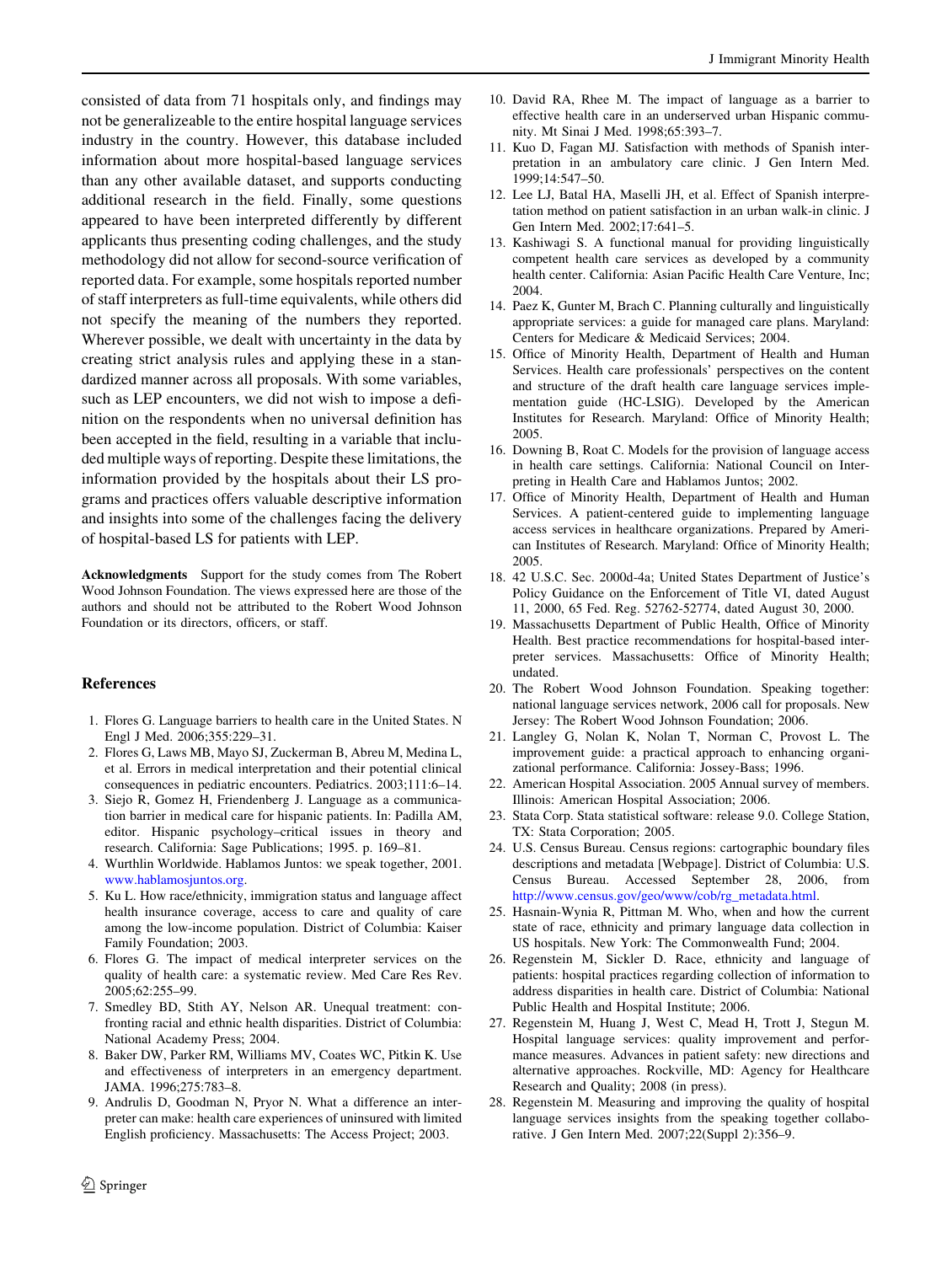consisted of data from 71 hospitals only, and findings may not be generalizeable to the entire hospital language services industry in the country. However, this database included information about more hospital-based language services than any other available dataset, and supports conducting additional research in the field. Finally, some questions appeared to have been interpreted differently by different applicants thus presenting coding challenges, and the study methodology did not allow for second-source verification of reported data. For example, some hospitals reported number of staff interpreters as full-time equivalents, while others did not specify the meaning of the numbers they reported. Wherever possible, we dealt with uncertainty in the data by creating strict analysis rules and applying these in a standardized manner across all proposals. With some variables, such as LEP encounters, we did not wish to impose a definition on the respondents when no universal definition has been accepted in the field, resulting in a variable that included multiple ways of reporting. Despite these limitations, the information provided by the hospitals about their LS programs and practices offers valuable descriptive information and insights into some of the challenges facing the delivery of hospital-based LS for patients with LEP.

**Acknowledgments** Support for the study comes from The Robert Wood Johnson Foundation. The views expressed here are those of the authors and should not be attributed to the Robert Wood Johnson Foundation or its directors, officers, or staff.

## References

1. Flores G. Language barriers to health care in the United States. N Engl J Med. 2006;355:229–31.
2. Flores G, Laws MB, Mayo SJ, Zuckerman B, Abreu M, Medina L, et al. Errors in medical interpretation and their potential clinical consequences in pediatric encounters. Pediatrics. 2003;111:6–14.
3. Siejo R, Gomez H, Friendenberg J. Language as a communication barrier in medical care for hispanic patients. In: Padilla AM, editor. Hispanic psychology–critical issues in theory and research. California: Sage Publications; 1995. p. 169–81.
4. Wurthlin Worldwide. Hablamos Juntos: we speak together, 2001. www.hablamosjuntos.org.
5. Ku L. How race/ethnicity, immigration status and language affect health insurance coverage, access to care and quality of care among the low-income population. District of Columbia: Kaiser Family Foundation; 2003.
6. Flores G. The impact of medical interpreter services on the quality of health care: a systematic review. Med Care Res Rev. 2005;62:255–99.
7. Smedley BD, Stith AY, Nelson AR. Unequal treatment: confronting racial and ethnic health disparities. District of Columbia: National Academy Press; 2004.
8. Baker DW, Parker RM, Williams MV, Coates WC, Pitkin K. Use and effectiveness of interpreters in an emergency department. JAMA. 1996;275:783–8.
9. Andrulis D, Goodman N, Pryor N. What a difference an interpreter can make: health care experiences of uninsured with limited English proficiency. Massachusetts: The Access Project; 2003.
10. David RA, Rhee M. The impact of language as a barrier to effective health care in an underserved urban Hispanic community. Mt Sinai J Med. 1998;65:393–7.
11. Kuo D, Fagan MJ. Satisfaction with methods of Spanish interpretation in an ambulatory care clinic. J Gen Intern Med. 1999;14:547–50.
12. Lee LJ, Batal HA, Maselli JH, et al. Effect of Spanish interpretation method on patient satisfaction in an urban walk-in clinic. J Gen Intern Med. 2002;17:641–5.
13. Kashiwagi S. A functional manual for providing linguistically competent health care services as developed by a community health center. California: Asian Pacific Health Care Venture, Inc; 2004.
14. Paez K, Gunter M, Brach C. Planning culturally and linguistically appropriate services: a guide for managed care plans. Maryland: Centers for Medicare & Medicaid Services; 2004.
15. Office of Minority Health, Department of Health and Human Services. Health care professionals' perspectives on the content and structure of the draft health care language services implementation guide (HC-LSIG). Developed by the American Institutes for Research. Maryland: Office of Minority Health; 2005.
16. Downing B, Roat C. Models for the provision of language access in health care settings. California: National Council on Interpreting in Health Care and Hablamos Juntos; 2002.
17. Office of Minority Health, Department of Health and Human Services. A patient-centered guide to implementing language access services in healthcare organizations. Prepared by American Institutes of Research. Maryland: Office of Minority Health; 2005.
18. 42 U.S.C. Sec. 2000d-4a; United States Department of Justice's Policy Guidance on the Enforcement of Title VI, dated August 11, 2000, 65 Fed. Reg. 52762-52774, dated August 30, 2000.
19. Massachusetts Department of Public Health, Office of Minority Health. Best practice recommendations for hospital-based interpreter services. Massachusetts: Office of Minority Health; undated.
20. The Robert Wood Johnson Foundation. Speaking together: national language services network, 2006 call for proposals. New Jersey: The Robert Wood Johnson Foundation; 2006.
21. Langley G, Nolan K, Nolan T, Norman C, Provost L. The improvement guide: a practical approach to enhancing organizational performance. California: Jossey-Bass; 1996.
22. American Hospital Association. 2005 Annual survey of members. Illinois: American Hospital Association; 2006.
23. Stata Corp. Stata statistical software: release 9.0. College Station, TX: Stata Corporation; 2005.
24. U.S. Census Bureau. Census regions: cartographic boundary files descriptions and metadata [Webpage]. District of Columbia: U.S. Census Bureau. Accessed September 28, 2006, from http://www.census.gov/geo/www/cob/rg_metadata.html.
25. Hasnain-Wynia R, Pittman M. Who, when and how the current state of race, ethnicity and primary language data collection in US hospitals. New York: The Commonwealth Fund; 2004.
26. Regenstein M, Sickler D. Race, ethnicity and language of patients: hospital practices regarding collection of information to address disparities in health care. District of Columbia: National Public Health and Hospital Institute; 2006.
27. Regenstein M, Huang J, West C, Mead H, Trott J, Stegun M. Hospital language services: quality improvement and performance measures. Advances in patient safety: new directions and alternative approaches. Rockville, MD: Agency for Healthcare Research and Quality; 2008 (in press).
28. Regenstein M. Measuring and improving the quality of hospital language services insights from the speaking together collaborative. J Gen Intern Med. 2007;22(Suppl 2):356–9.